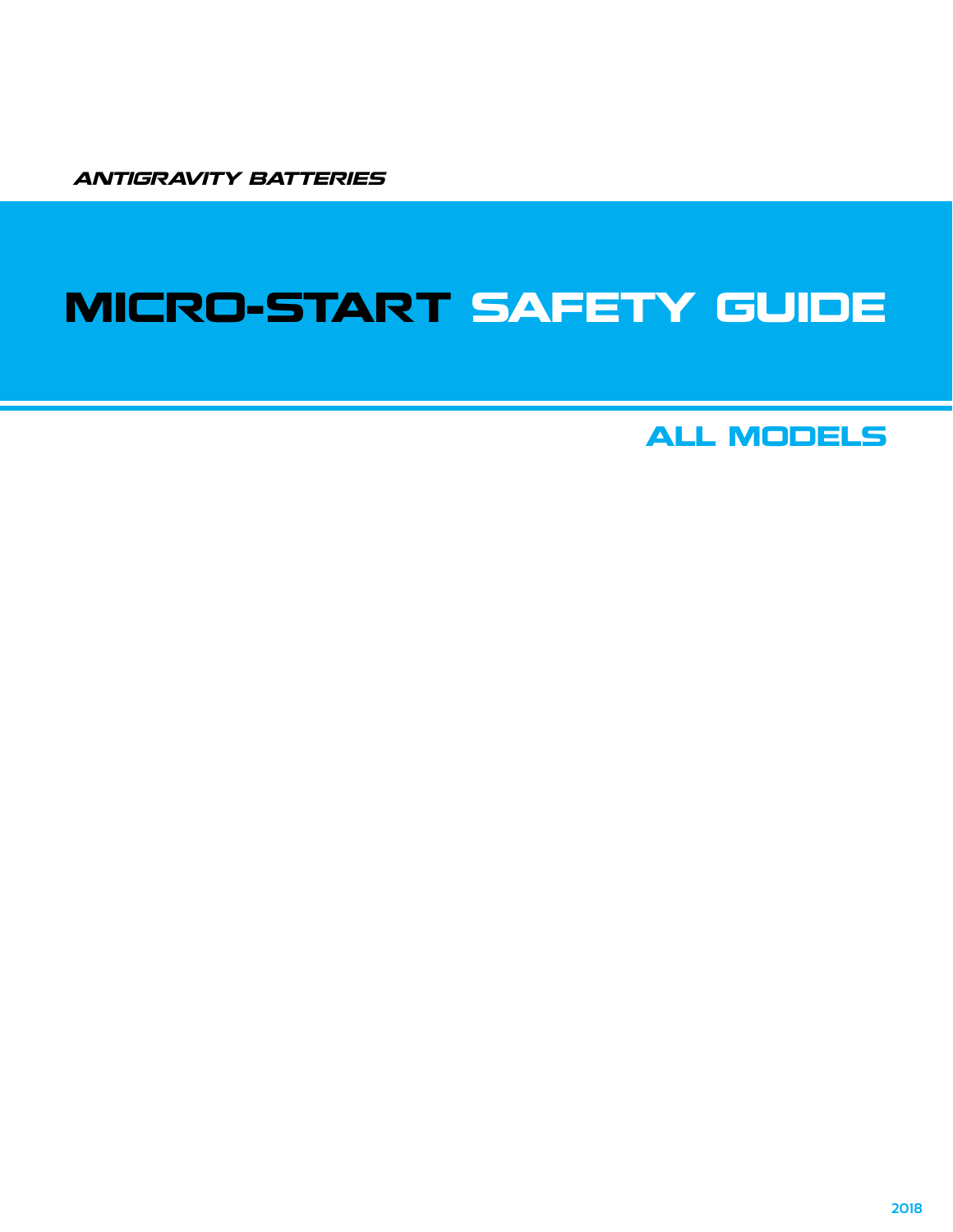*ANTIGRAVITY BATTERIES*

# MICRO-START SAFETY GUIDE

## ALL MODELS

2018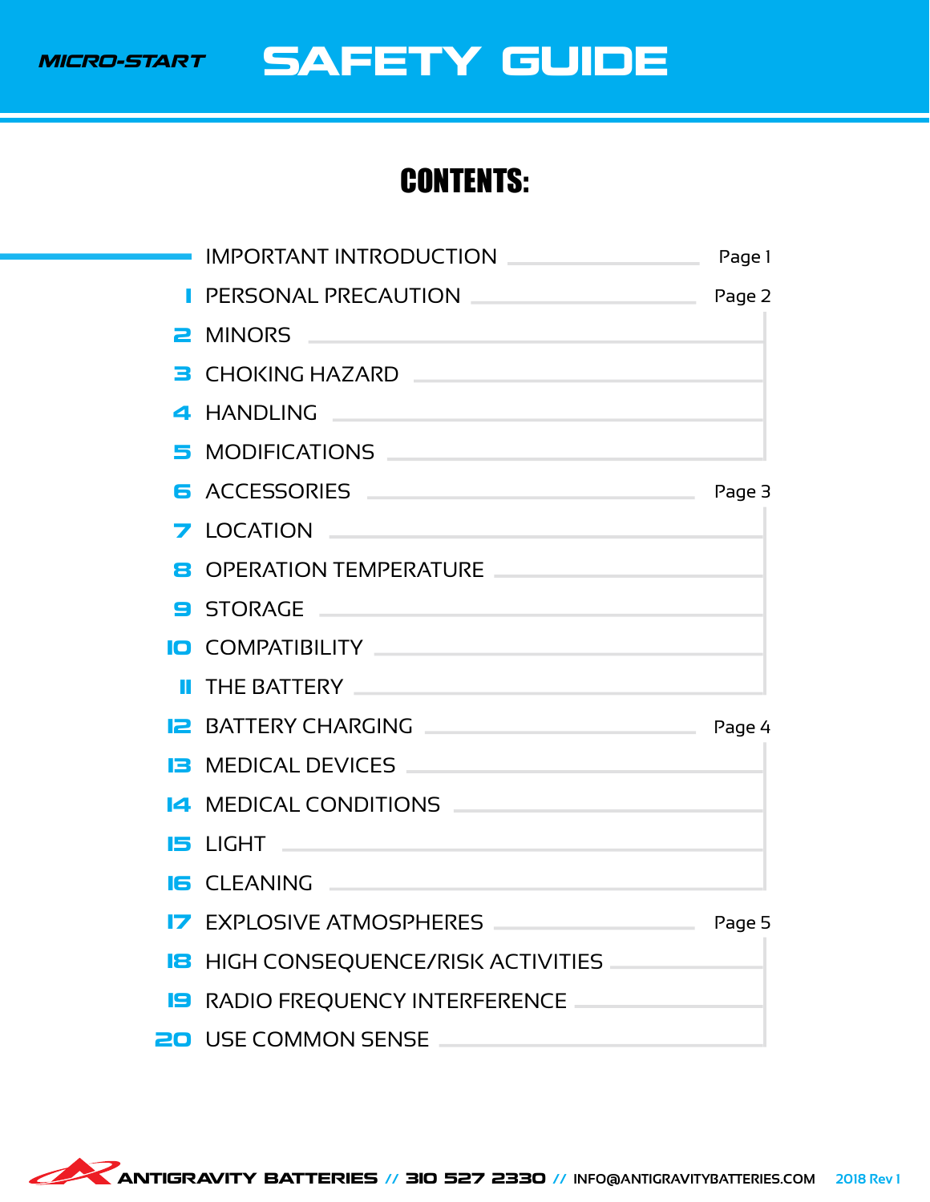MICRO-START

# SAFETY GUIDE

## CONTENTS:

| | Section | Page |
|---|---|---|
| | IMPORTANT INTRODUCTION | Page 1 |
| 1 | PERSONAL PRECAUTION | Page 2 |
| 2 | MINORS | |
| 3 | CHOKING HAZARD | |
| 4 | HANDLING | |
| 5 | MODIFICATIONS | |
| 6 | ACCESSORIES | Page 3 |
| 7 | LOCATION | |
| 8 | OPERATION TEMPERATURE | |
| 9 | STORAGE | |
| 10 | COMPATIBILITY | |
| 11 | THE BATTERY | |
| 12 | BATTERY CHARGING | Page 4 |
| 13 | MEDICAL DEVICES | |
| 14 | MEDICAL CONDITIONS | |
| 15 | LIGHT | |
| 16 | CLEANING | |
| 17 | EXPLOSIVE ATMOSPHERES | Page 5 |
| 18 | HIGH CONSEQUENCE/RISK ACTIVITIES | |
| 19 | RADIO FREQUENCY INTERFERENCE | |
| 20 | USE COMMON SENSE | |

ANTIGRAVITY BATTERIES // 310 527 2330 // INFO@ANTIGRAVITYBATTERIES.COM 2018 Rev 1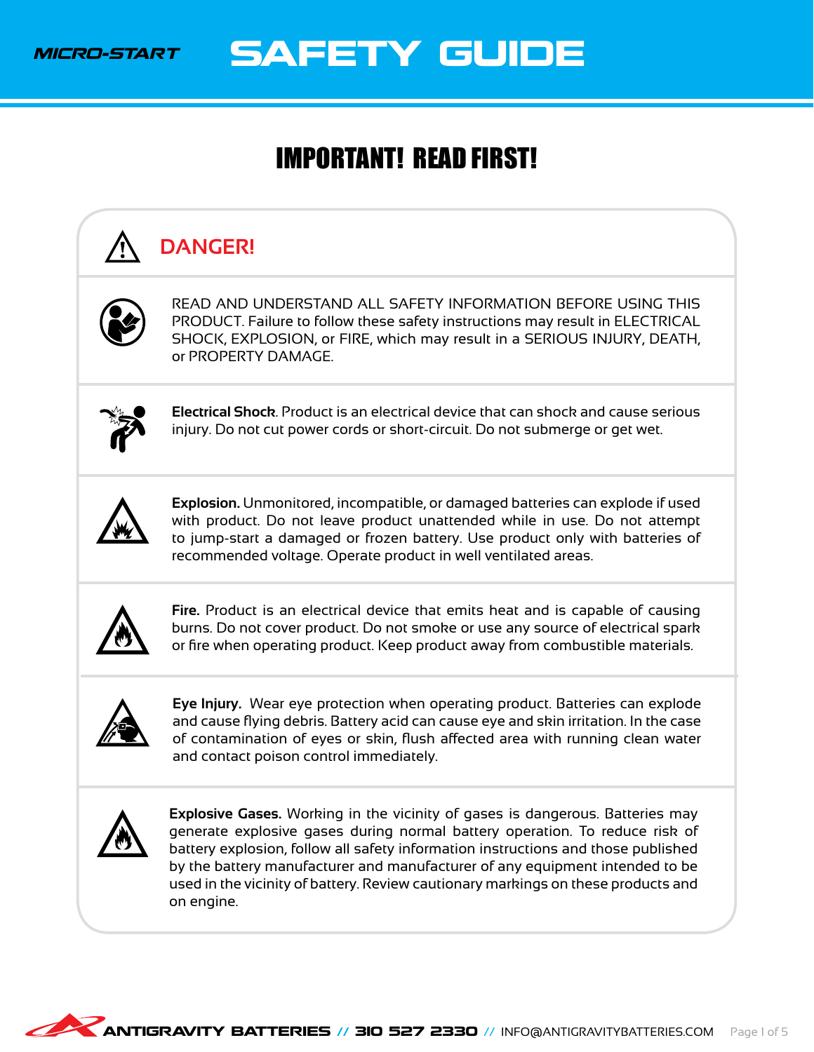MICRO-START

# SAFETY GUIDE

## IMPORTANT! READ FIRST!

### DANGER!

READ AND UNDERSTAND ALL SAFETY INFORMATION BEFORE USING THIS PRODUCT. Failure to follow these safety instructions may result in ELECTRICAL SHOCK, EXPLOSION, or FIRE, which may result in a SERIOUS INJURY, DEATH, or PROPERTY DAMAGE.

**Electrical Shock**. Product is an electrical device that can shock and cause serious injury. Do not cut power cords or short-circuit. Do not submerge or get wet.

**Explosion.** Unmonitored, incompatible, or damaged batteries can explode if used with product. Do not leave product unattended while in use. Do not attempt to jump-start a damaged or frozen battery. Use product only with batteries of recommended voltage. Operate product in well ventilated areas.

**Fire.** Product is an electrical device that emits heat and is capable of causing burns. Do not cover product. Do not smoke or use any source of electrical spark or fire when operating product. Keep product away from combustible materials.

**Eye Injury.** Wear eye protection when operating product. Batteries can explode and cause flying debris. Battery acid can cause eye and skin irritation. In the case of contamination of eyes or skin, flush affected area with running clean water and contact poison control immediately.

**Explosive Gases.** Working in the vicinity of gases is dangerous. Batteries may generate explosive gases during normal battery operation. To reduce risk of battery explosion, follow all safety information instructions and those published by the battery manufacturer and manufacturer of any equipment intended to be used in the vicinity of battery. Review cautionary markings on these products and on engine.

ANTIGRAVITY BATTERIES // 310 527 2330 // INFO@ANTIGRAVITYBATTERIES.COM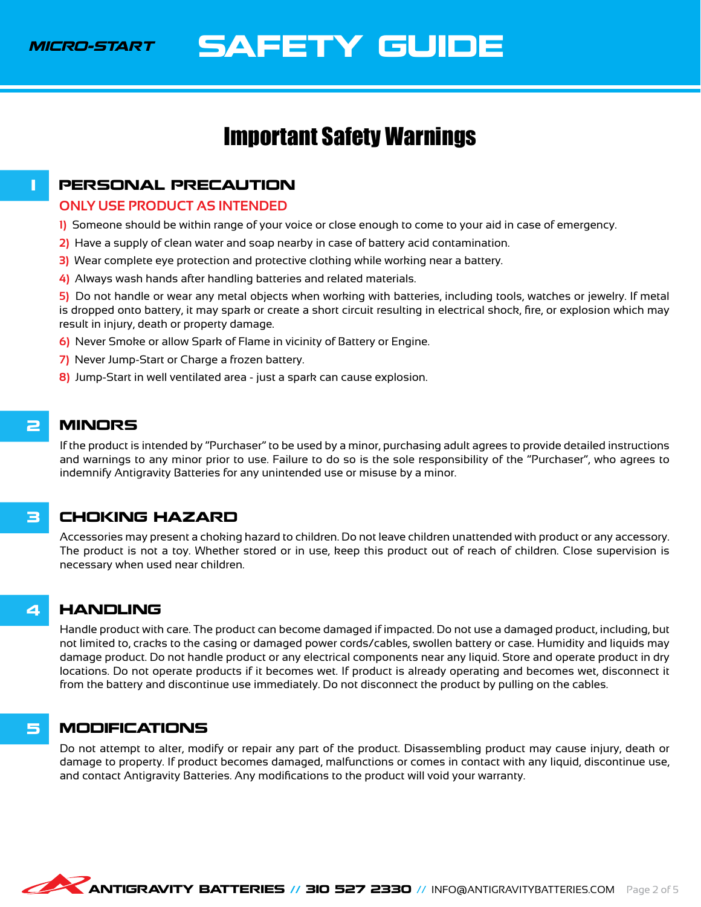# Important Safety Warnings

## 1 PERSONAL PRECAUTION

### ONLY USE PRODUCT AS INTENDED

1) Someone should be within range of your voice or close enough to come to your aid in case of emergency.
2) Have a supply of clean water and soap nearby in case of battery acid contamination.
3) Wear complete eye protection and protective clothing while working near a battery.
4) Always wash hands after handling batteries and related materials.
5) Do not handle or wear any metal objects when working with batteries, including tools, watches or jewelry. If metal is dropped onto battery, it may spark or create a short circuit resulting in electrical shock, fire, or explosion which may result in injury, death or property damage.
6) Never Smoke or allow Spark of Flame in vicinity of Battery or Engine.
7) Never Jump-Start or Charge a frozen battery.
8) Jump-Start in well ventilated area - just a spark can cause explosion.

## 2 MINORS

If the product is intended by "Purchaser" to be used by a minor, purchasing adult agrees to provide detailed instructions and warnings to any minor prior to use. Failure to do so is the sole responsibility of the "Purchaser", who agrees to indemnify Antigravity Batteries for any unintended use or misuse by a minor.

## 3 CHOKING HAZARD

Accessories may present a choking hazard to children. Do not leave children unattended with product or any accessory. The product is not a toy. Whether stored or in use, keep this product out of reach of children. Close supervision is necessary when used near children.

## 4 HANDLING

Handle product with care. The product can become damaged if impacted. Do not use a damaged product, including, but not limited to, cracks to the casing or damaged power cords/cables, swollen battery or case. Humidity and liquids may damage product. Do not handle product or any electrical components near any liquid. Store and operate product in dry locations. Do not operate products if it becomes wet. If product is already operating and becomes wet, disconnect it from the battery and discontinue use immediately. Do not disconnect the product by pulling on the cables.

## 5 MODIFICATIONS

Do not attempt to alter, modify or repair any part of the product. Disassembling product may cause injury, death or damage to property. If product becomes damaged, malfunctions or comes in contact with any liquid, discontinue use, and contact Antigravity Batteries. Any modifications to the product will void your warranty.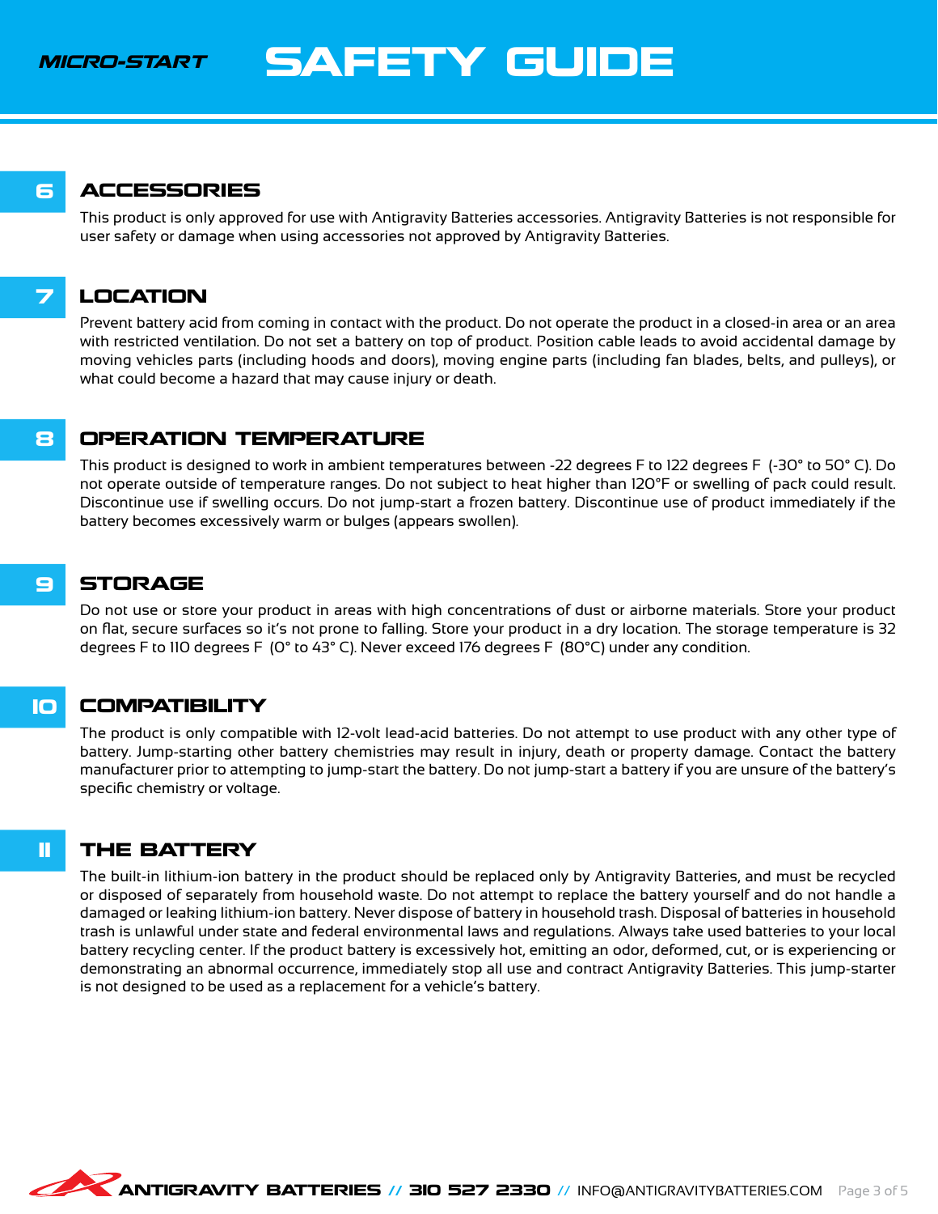## 6 ACCESSORIES

This product is only approved for use with Antigravity Batteries accessories. Antigravity Batteries is not responsible for user safety or damage when using accessories not approved by Antigravity Batteries.

## 7 LOCATION

Prevent battery acid from coming in contact with the product. Do not operate the product in a closed-in area or an area with restricted ventilation. Do not set a battery on top of product. Position cable leads to avoid accidental damage by moving vehicles parts (including hoods and doors), moving engine parts (including fan blades, belts, and pulleys), or what could become a hazard that may cause injury or death.

## 8 OPERATION TEMPERATURE

This product is designed to work in ambient temperatures between -22 degrees F to 122 degrees F (-30° to 50° C). Do not operate outside of temperature ranges. Do not subject to heat higher than 120°F or swelling of pack could result. Discontinue use if swelling occurs. Do not jump-start a frozen battery. Discontinue use of product immediately if the battery becomes excessively warm or bulges (appears swollen).

## 9 STORAGE

Do not use or store your product in areas with high concentrations of dust or airborne materials. Store your product on flat, secure surfaces so it's not prone to falling. Store your product in a dry location. The storage temperature is 32 degrees F to 110 degrees F (0° to 43° C). Never exceed 176 degrees F (80°C) under any condition.

## 10 COMPATIBILITY

The product is only compatible with 12-volt lead-acid batteries. Do not attempt to use product with any other type of battery. Jump-starting other battery chemistries may result in injury, death or property damage. Contact the battery manufacturer prior to attempting to jump-start the battery. Do not jump-start a battery if you are unsure of the battery's specific chemistry or voltage.

## 11 THE BATTERY

The built-in lithium-ion battery in the product should be replaced only by Antigravity Batteries, and must be recycled or disposed of separately from household waste. Do not attempt to replace the battery yourself and do not handle a damaged or leaking lithium-ion battery. Never dispose of battery in household trash. Disposal of batteries in household trash is unlawful under state and federal environmental laws and regulations. Always take used batteries to your local battery recycling center. If the product battery is excessively hot, emitting an odor, deformed, cut, or is experiencing or demonstrating an abnormal occurrence, immediately stop all use and contract Antigravity Batteries. This jump-starter is not designed to be used as a replacement for a vehicle's battery.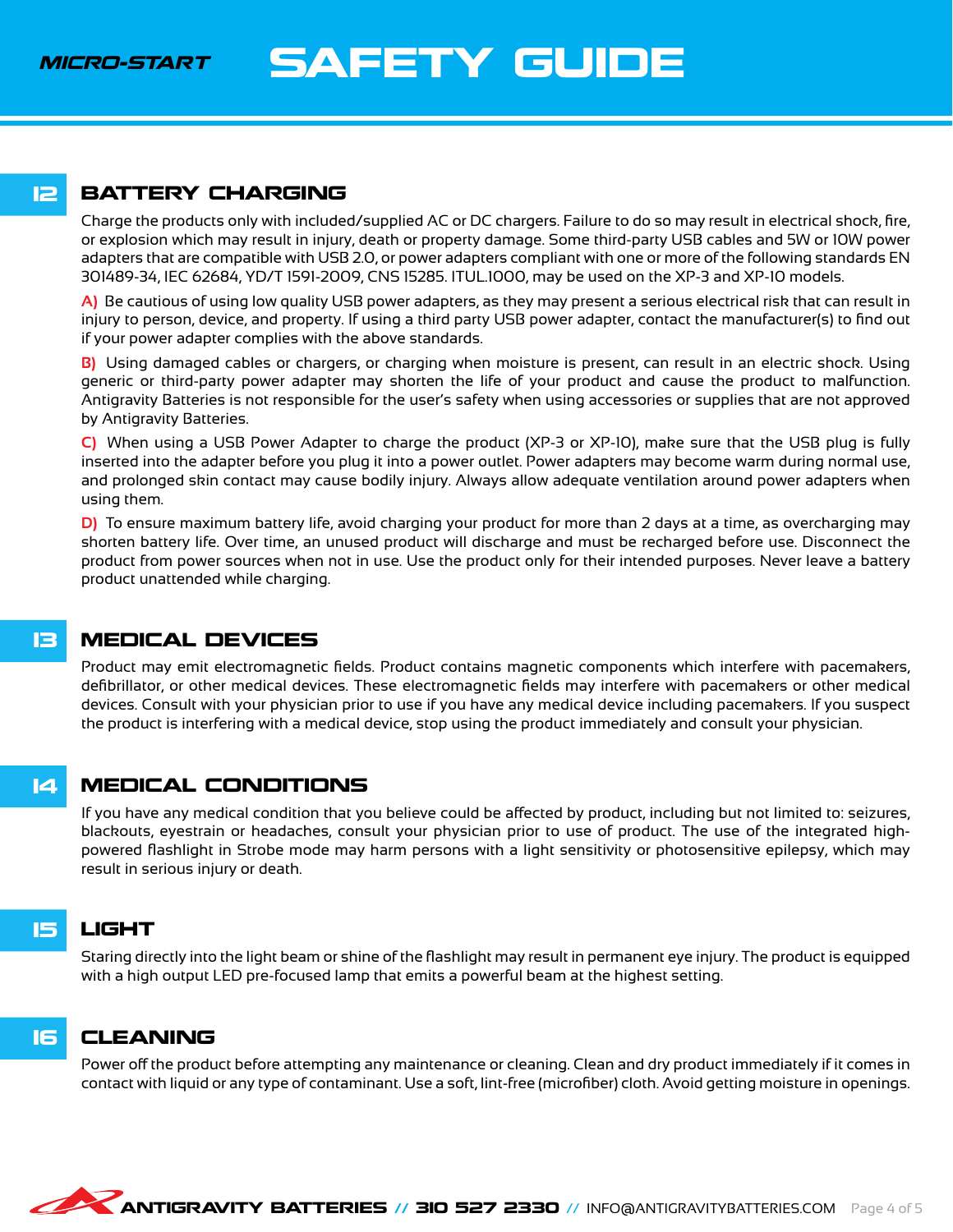## 12 BATTERY CHARGING

Charge the products only with included/supplied AC or DC chargers. Failure to do so may result in electrical shock, fire, or explosion which may result in injury, death or property damage. Some third-party USB cables and 5W or 10W power adapters that are compatible with USB 2.0, or power adapters compliant with one or more of the following standards EN 301489-34, IEC 62684, YD/T 1591-2009, CNS 15285. ITUL.1000, may be used on the XP-3 and XP-10 models.

**A)** Be cautious of using low quality USB power adapters, as they may present a serious electrical risk that can result in injury to person, device, and property. If using a third party USB power adapter, contact the manufacturer(s) to find out if your power adapter complies with the above standards.

**B)** Using damaged cables or chargers, or charging when moisture is present, can result in an electric shock. Using generic or third-party power adapter may shorten the life of your product and cause the product to malfunction. Antigravity Batteries is not responsible for the user's safety when using accessories or supplies that are not approved by Antigravity Batteries.

**C)** When using a USB Power Adapter to charge the product (XP-3 or XP-10), make sure that the USB plug is fully inserted into the adapter before you plug it into a power outlet. Power adapters may become warm during normal use, and prolonged skin contact may cause bodily injury. Always allow adequate ventilation around power adapters when using them.

**D)** To ensure maximum battery life, avoid charging your product for more than 2 days at a time, as overcharging may shorten battery life. Over time, an unused product will discharge and must be recharged before use. Disconnect the product from power sources when not in use. Use the product only for their intended purposes. Never leave a battery product unattended while charging.

## 13 MEDICAL DEVICES

Product may emit electromagnetic fields. Product contains magnetic components which interfere with pacemakers, defibrillator, or other medical devices. These electromagnetic fields may interfere with pacemakers or other medical devices. Consult with your physician prior to use if you have any medical device including pacemakers. If you suspect the product is interfering with a medical device, stop using the product immediately and consult your physician.

## 14 MEDICAL CONDITIONS

If you have any medical condition that you believe could be affected by product, including but not limited to: seizures, blackouts, eyestrain or headaches, consult your physician prior to use of product. The use of the integrated high-powered flashlight in Strobe mode may harm persons with a light sensitivity or photosensitive epilepsy, which may result in serious injury or death.

## 15 LIGHT

Staring directly into the light beam or shine of the flashlight may result in permanent eye injury. The product is equipped with a high output LED pre-focused lamp that emits a powerful beam at the highest setting.

## 16 CLEANING

Power off the product before attempting any maintenance or cleaning. Clean and dry product immediately if it comes in contact with liquid or any type of contaminant. Use a soft, lint-free (microfiber) cloth. Avoid getting moisture in openings.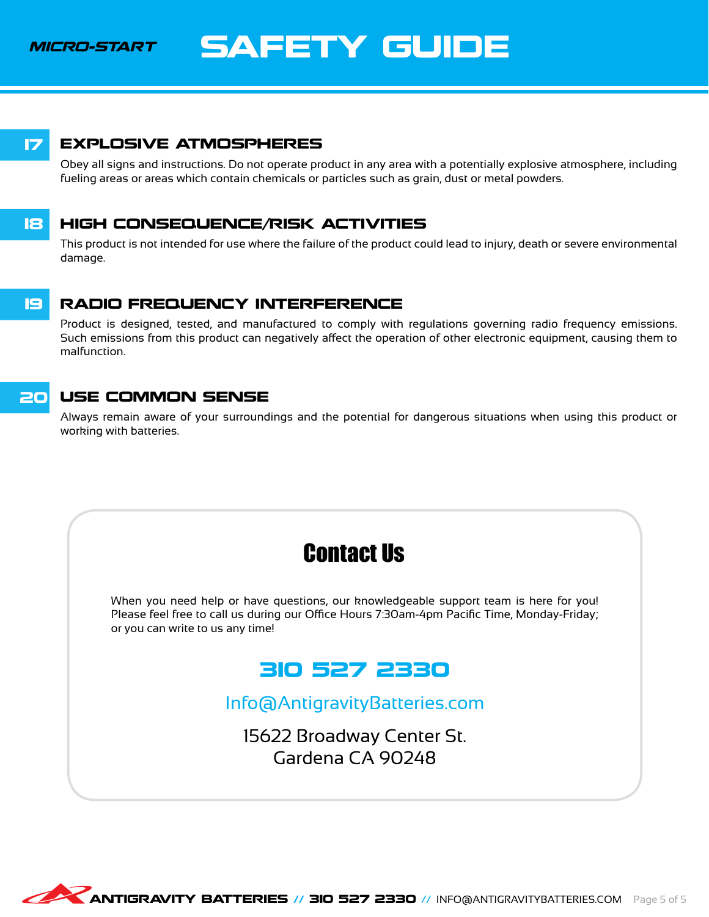## 17 EXPLOSIVE ATMOSPHERES

Obey all signs and instructions. Do not operate product in any area with a potentially explosive atmosphere, including fueling areas or areas which contain chemicals or particles such as grain, dust or metal powders.

## 18 HIGH CONSEQUENCE/RISK ACTIVITIES

This product is not intended for use where the failure of the product could lead to injury, death or severe environmental damage.

## 19 RADIO FREQUENCY INTERFERENCE

Product is designed, tested, and manufactured to comply with regulations governing radio frequency emissions. Such emissions from this product can negatively affect the operation of other electronic equipment, causing them to malfunction.

## 20 USE COMMON SENSE

Always remain aware of your surroundings and the potential for dangerous situations when using this product or working with batteries.

## Contact Us

When you need help or have questions, our knowledgeable support team is here for you! Please feel free to call us during our Office Hours 7:30am-4pm Pacific Time, Monday-Friday; or you can write to us any time!

**310 527 2330**

Info@AntigravityBatteries.com

15622 Broadway Center St.
Gardena CA 90248